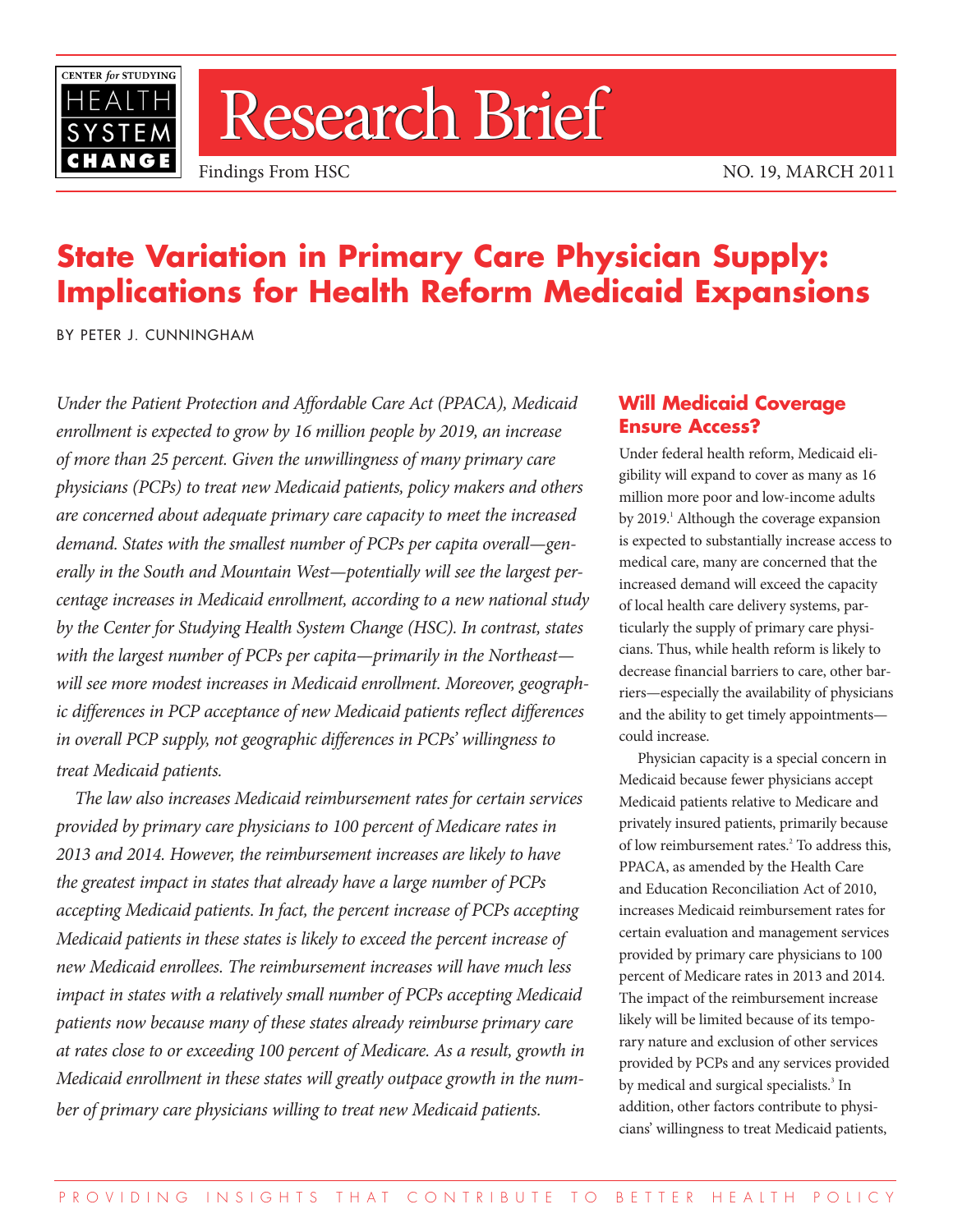# Research Brief

Findings From HSC

NO. 19, MARCH 2011

# State Variation in Primary Care Physician Supply: Implications for Health Reform Medicaid Expansions

BY PETER J. CUNNINGHAM

*Under the Patient Protection and Affordable Care Act (PPACA), Medicaid enrollment is expected to grow by 16 million people by 2019, an increase of more than 25 percent. Given the unwillingness of many primary care physicians (PCPs) to treat new Medicaid patients, policy makers and others are concerned about adequate primary care capacity to meet the increased demand. States with the smallest number of PCPs per capita overall—generally in the South and Mountain West—potentially will see the largest percentage increases in Medicaid enrollment, according to a new national study by the Center for Studying Health System Change (HSC). In contrast, states with the largest number of PCPs per capita—primarily in the Northeast—will see more modest increases in Medicaid enrollment. Moreover, geographic differences in PCP acceptance of new Medicaid patients reflect differences in overall PCP supply, not geographic differences in PCPs' willingness to treat Medicaid patients.*

*The law also increases Medicaid reimbursement rates for certain services provided by primary care physicians to 100 percent of Medicare rates in 2013 and 2014. However, the reimbursement increases are likely to have the greatest impact in states that already have a large number of PCPs accepting Medicaid patients. In fact, the percent increase of PCPs accepting Medicaid patients in these states is likely to exceed the percent increase of new Medicaid enrollees. The reimbursement increases will have much less impact in states with a relatively small number of PCPs accepting Medicaid patients now because many of these states already reimburse primary care at rates close to or exceeding 100 percent of Medicare. As a result, growth in Medicaid enrollment in these states will greatly outpace growth in the number of primary care physicians willing to treat new Medicaid patients.*

## Will Medicaid Coverage Ensure Access?

Under federal health reform, Medicaid eligibility will expand to cover as many as 16 million more poor and low-income adults by 2019.[1] Although the coverage expansion is expected to substantially increase access to medical care, many are concerned that the increased demand will exceed the capacity of local health care delivery systems, particularly the supply of primary care physicians. Thus, while health reform is likely to decrease financial barriers to care, other barriers—especially the availability of physicians and the ability to get timely appointments—could increase.

Physician capacity is a special concern in Medicaid because fewer physicians accept Medicaid patients relative to Medicare and privately insured patients, primarily because of low reimbursement rates.[2] To address this, PPACA, as amended by the Health Care and Education Reconciliation Act of 2010, increases Medicaid reimbursement rates for certain evaluation and management services provided by primary care physicians to 100 percent of Medicare rates in 2013 and 2014. The impact of the reimbursement increase likely will be limited because of its temporary nature and exclusion of other services provided by PCPs and any services provided by medical and surgical specialists.[3] In addition, other factors contribute to physicians' willingness to treat Medicaid patients,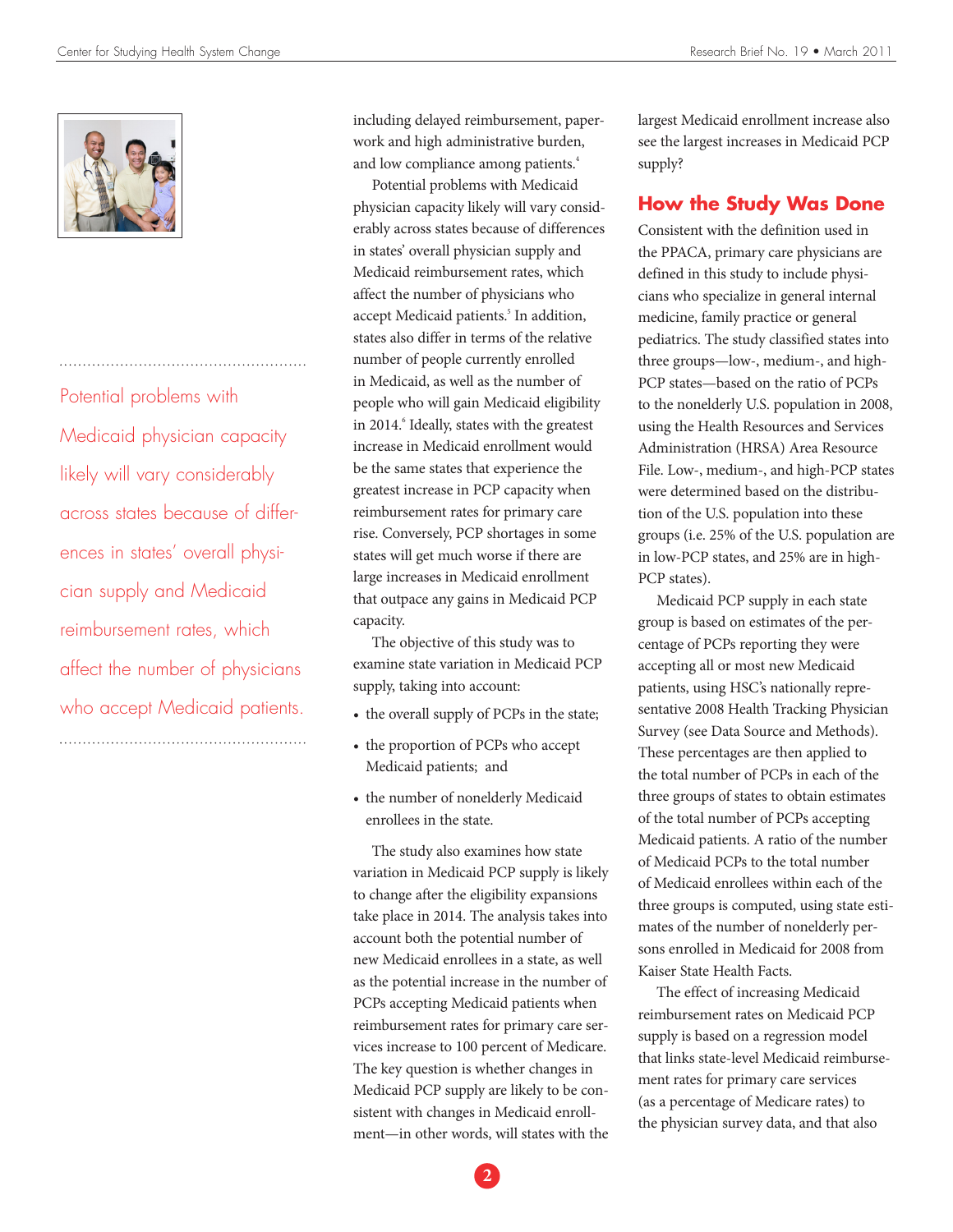including delayed reimbursement, paperwork and high administrative burden, and low compliance among patients.[4]

Potential problems with Medicaid physician capacity likely will vary considerably across states because of differences in states' overall physician supply and Medicaid reimbursement rates, which affect the number of physicians who accept Medicaid patients.[5] In addition, states also differ in terms of the relative number of people currently enrolled in Medicaid, as well as the number of people who will gain Medicaid eligibility in 2014.[6] Ideally, states with the greatest increase in Medicaid enrollment would be the same states that experience the greatest increase in PCP capacity when reimbursement rates for primary care rise. Conversely, PCP shortages in some states will get much worse if there are large increases in Medicaid enrollment that outpace any gains in Medicaid PCP capacity.

The objective of this study was to examine state variation in Medicaid PCP supply, taking into account:

- the overall supply of PCPs in the state;
- the proportion of PCPs who accept Medicaid patients; and
- the number of nonelderly Medicaid enrollees in the state.

The study also examines how state variation in Medicaid PCP supply is likely to change after the eligibility expansions take place in 2014. The analysis takes into account both the potential number of new Medicaid enrollees in a state, as well as the potential increase in the number of PCPs accepting Medicaid patients when reimbursement rates for primary care services increase to 100 percent of Medicare. The key question is whether changes in Medicaid PCP supply are likely to be consistent with changes in Medicaid enrollment—in other words, will states with the largest Medicaid enrollment increase also see the largest increases in Medicaid PCP supply?

Potential problems with Medicaid physician capacity likely will vary considerably across states because of differences in states' overall physician supply and Medicaid reimbursement rates, which affect the number of physicians who accept Medicaid patients.

## How the Study Was Done

Consistent with the definition used in the PPACA, primary care physicians are defined in this study to include physicians who specialize in general internal medicine, family practice or general pediatrics. The study classified states into three groups—low-, medium-, and high-PCP states—based on the ratio of PCPs to the nonelderly U.S. population in 2008, using the Health Resources and Services Administration (HRSA) Area Resource File. Low-, medium-, and high-PCP states were determined based on the distribution of the U.S. population into these groups (i.e. 25% of the U.S. population are in low-PCP states, and 25% are in high-PCP states).

Medicaid PCP supply in each state group is based on estimates of the percentage of PCPs reporting they were accepting all or most new Medicaid patients, using HSC's nationally representative 2008 Health Tracking Physician Survey (see Data Source and Methods). These percentages are then applied to the total number of PCPs in each of the three groups of states to obtain estimates of the total number of PCPs accepting Medicaid patients. A ratio of the number of Medicaid PCPs to the total number of Medicaid enrollees within each of the three groups is computed, using state estimates of the number of nonelderly persons enrolled in Medicaid for 2008 from Kaiser State Health Facts.

The effect of increasing Medicaid reimbursement rates on Medicaid PCP supply is based on a regression model that links state-level Medicaid reimbursement rates for primary care services (as a percentage of Medicare rates) to the physician survey data, and that also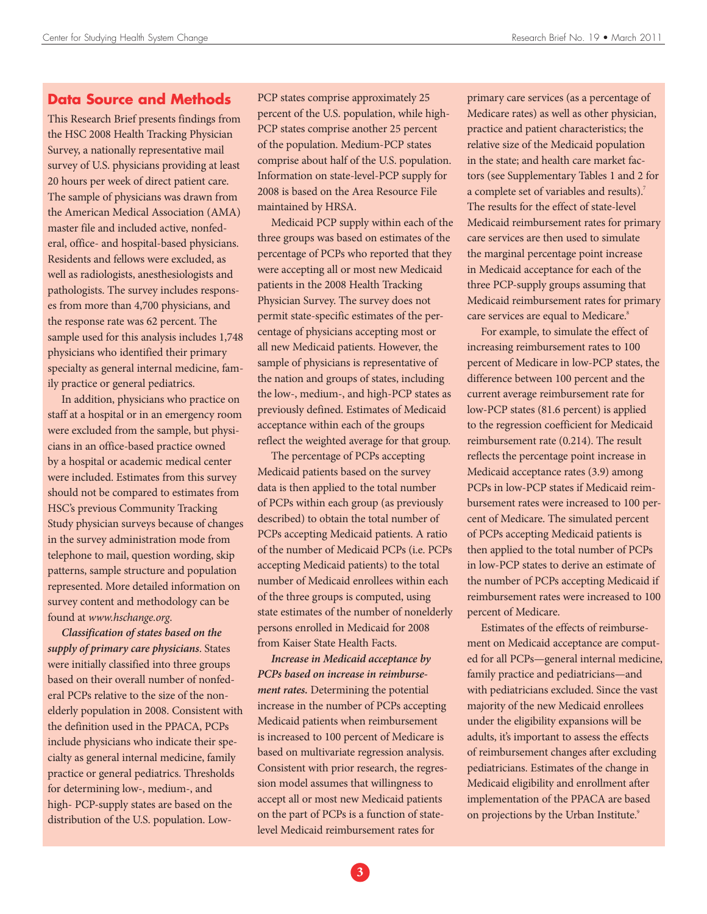## Data Source and Methods

This Research Brief presents findings from the HSC 2008 Health Tracking Physician Survey, a nationally representative mail survey of U.S. physicians providing at least 20 hours per week of direct patient care. The sample of physicians was drawn from the American Medical Association (AMA) master file and included active, nonfederal, office- and hospital-based physicians. Residents and fellows were excluded, as well as radiologists, anesthesiologists and pathologists. The survey includes responses from more than 4,700 physicians, and the response rate was 62 percent. The sample used for this analysis includes 1,748 physicians who identified their primary specialty as general internal medicine, family practice or general pediatrics.

In addition, physicians who practice on staff at a hospital or in an emergency room were excluded from the sample, but physicians in an office-based practice owned by a hospital or academic medical center were included. Estimates from this survey should not be compared to estimates from HSC's previous Community Tracking Study physician surveys because of changes in the survey administration mode from telephone to mail, question wording, skip patterns, sample structure and population represented. More detailed information on survey content and methodology can be found at *www.hschange.org*.

***Classification of states based on the supply of primary care physicians***. States were initially classified into three groups based on their overall number of nonfederal PCPs relative to the size of the nonelderly population in 2008. Consistent with the definition used in the PPACA, PCPs include physicians who indicate their specialty as general internal medicine, family practice or general pediatrics. Thresholds for determining low-, medium-, and high- PCP-supply states are based on the distribution of the U.S. population. Low-PCP states comprise approximately 25 percent of the U.S. population, while high-PCP states comprise another 25 percent of the population. Medium-PCP states comprise about half of the U.S. population. Information on state-level-PCP supply for 2008 is based on the Area Resource File maintained by HRSA.

Medicaid PCP supply within each of the three groups was based on estimates of the percentage of PCPs who reported that they were accepting all or most new Medicaid patients in the 2008 Health Tracking Physician Survey. The survey does not permit state-specific estimates of the percentage of physicians accepting most or all new Medicaid patients. However, the sample of physicians is representative of the nation and groups of states, including the low-, medium-, and high-PCP states as previously defined. Estimates of Medicaid acceptance within each of the groups reflect the weighted average for that group.

The percentage of PCPs accepting Medicaid patients based on the survey data is then applied to the total number of PCPs within each group (as previously described) to obtain the total number of PCPs accepting Medicaid patients. A ratio of the number of Medicaid PCPs (i.e. PCPs accepting Medicaid patients) to the total number of Medicaid enrollees within each of the three groups is computed, using state estimates of the number of nonelderly persons enrolled in Medicaid for 2008 from Kaiser State Health Facts.

***Increase in Medicaid acceptance by PCPs based on increase in reimbursement rates.*** Determining the potential increase in the number of PCPs accepting Medicaid patients when reimbursement is increased to 100 percent of Medicare is based on multivariate regression analysis. Consistent with prior research, the regression model assumes that willingness to accept all or most new Medicaid patients on the part of PCPs is a function of state-level Medicaid reimbursement rates for primary care services (as a percentage of Medicare rates) as well as other physician, practice and patient characteristics; the relative size of the Medicaid population in the state; and health care market factors (see Supplementary Tables 1 and 2 for a complete set of variables and results).[7] The results for the effect of state-level Medicaid reimbursement rates for primary care services are then used to simulate the marginal percentage point increase in Medicaid acceptance for each of the three PCP-supply groups assuming that Medicaid reimbursement rates for primary care services are equal to Medicare.[8]

For example, to simulate the effect of increasing reimbursement rates to 100 percent of Medicare in low-PCP states, the difference between 100 percent and the current average reimbursement rate for low-PCP states (81.6 percent) is applied to the regression coefficient for Medicaid reimbursement rate (0.214). The result reflects the percentage point increase in Medicaid acceptance rates (3.9) among PCPs in low-PCP states if Medicaid reimbursement rates were increased to 100 percent of Medicare. The simulated percent of PCPs accepting Medicaid patients is then applied to the total number of PCPs in low-PCP states to derive an estimate of the number of PCPs accepting Medicaid if reimbursement rates were increased to 100 percent of Medicare.

Estimates of the effects of reimbursement on Medicaid acceptance are computed for all PCPs—general internal medicine, family practice and pediatricians—and with pediatricians excluded. Since the vast majority of the new Medicaid enrollees under the eligibility expansions will be adults, it's important to assess the effects of reimbursement changes after excluding pediatricians. Estimates of the change in Medicaid eligibility and enrollment after implementation of the PPACA are based on projections by the Urban Institute.[9]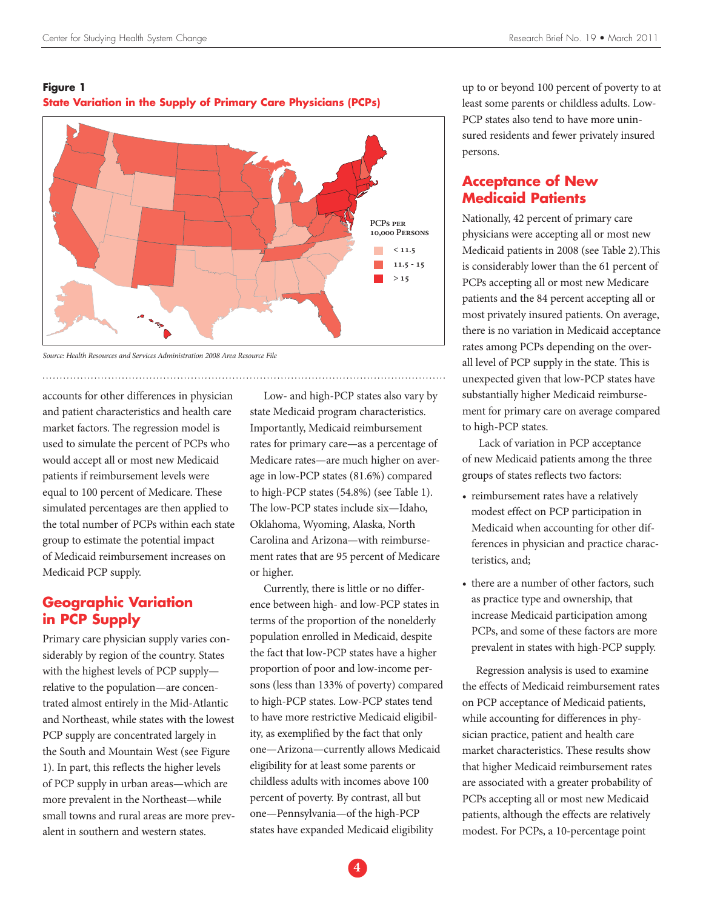**Figure 1**
**State Variation in the Supply of Primary Care Physicians (PCPs)**

PCPs per 10,000 Persons

- < 11.5
- 11.5 - 15
- > 15

*Source: Health Resources and Services Administration 2008 Area Resource File*

accounts for other differences in physician and patient characteristics and health care market factors. The regression model is used to simulate the percent of PCPs who would accept all or most new Medicaid patients if reimbursement levels were equal to 100 percent of Medicare. These simulated percentages are then applied to the total number of PCPs within each state group to estimate the potential impact of Medicaid reimbursement increases on Medicaid PCP supply.

## Geographic Variation in PCP Supply

Primary care physician supply varies considerably by region of the country. States with the highest levels of PCP supply—relative to the population—are concentrated almost entirely in the Mid-Atlantic and Northeast, while states with the lowest PCP supply are concentrated largely in the South and Mountain West (see Figure 1). In part, this reflects the higher levels of PCP supply in urban areas—which are more prevalent in the Northeast—while small towns and rural areas are more prevalent in southern and western states.

Low- and high-PCP states also vary by state Medicaid program characteristics. Importantly, Medicaid reimbursement rates for primary care—as a percentage of Medicare rates—are much higher on average in low-PCP states (81.6%) compared to high-PCP states (54.8%) (see Table 1). The low-PCP states include six—Idaho, Oklahoma, Wyoming, Alaska, North Carolina and Arizona—with reimbursement rates that are 95 percent of Medicare or higher.

Currently, there is little or no difference between high- and low-PCP states in terms of the proportion of the nonelderly population enrolled in Medicaid, despite the fact that low-PCP states have a higher proportion of poor and low-income persons (less than 133% of poverty) compared to high-PCP states. Low-PCP states tend to have more restrictive Medicaid eligibility, as exemplified by the fact that only one—Arizona—currently allows Medicaid eligibility for at least some parents or childless adults with incomes above 100 percent of poverty. By contrast, all but one—Pennsylvania—of the high-PCP states have expanded Medicaid eligibility up to or beyond 100 percent of poverty to at least some parents or childless adults. Low-PCP states also tend to have more uninsured residents and fewer privately insured persons.

## Acceptance of New Medicaid Patients

Nationally, 42 percent of primary care physicians were accepting all or most new Medicaid patients in 2008 (see Table 2).This is considerably lower than the 61 percent of PCPs accepting all or most new Medicare patients and the 84 percent accepting all or most privately insured patients. On average, there is no variation in Medicaid acceptance rates among PCPs depending on the overall level of PCP supply in the state. This is unexpected given that low-PCP states have substantially higher Medicaid reimbursement for primary care on average compared to high-PCP states.

Lack of variation in PCP acceptance of new Medicaid patients among the three groups of states reflects two factors:

- reimbursement rates have a relatively modest effect on PCP participation in Medicaid when accounting for other differences in physician and practice characteristics, and;
- there are a number of other factors, such as practice type and ownership, that increase Medicaid participation among PCPs, and some of these factors are more prevalent in states with high-PCP supply.

Regression analysis is used to examine the effects of Medicaid reimbursement rates on PCP acceptance of Medicaid patients, while accounting for differences in physician practice, patient and health care market characteristics. These results show that higher Medicaid reimbursement rates are associated with a greater probability of PCPs accepting all or most new Medicaid patients, although the effects are relatively modest. For PCPs, a 10-percentage point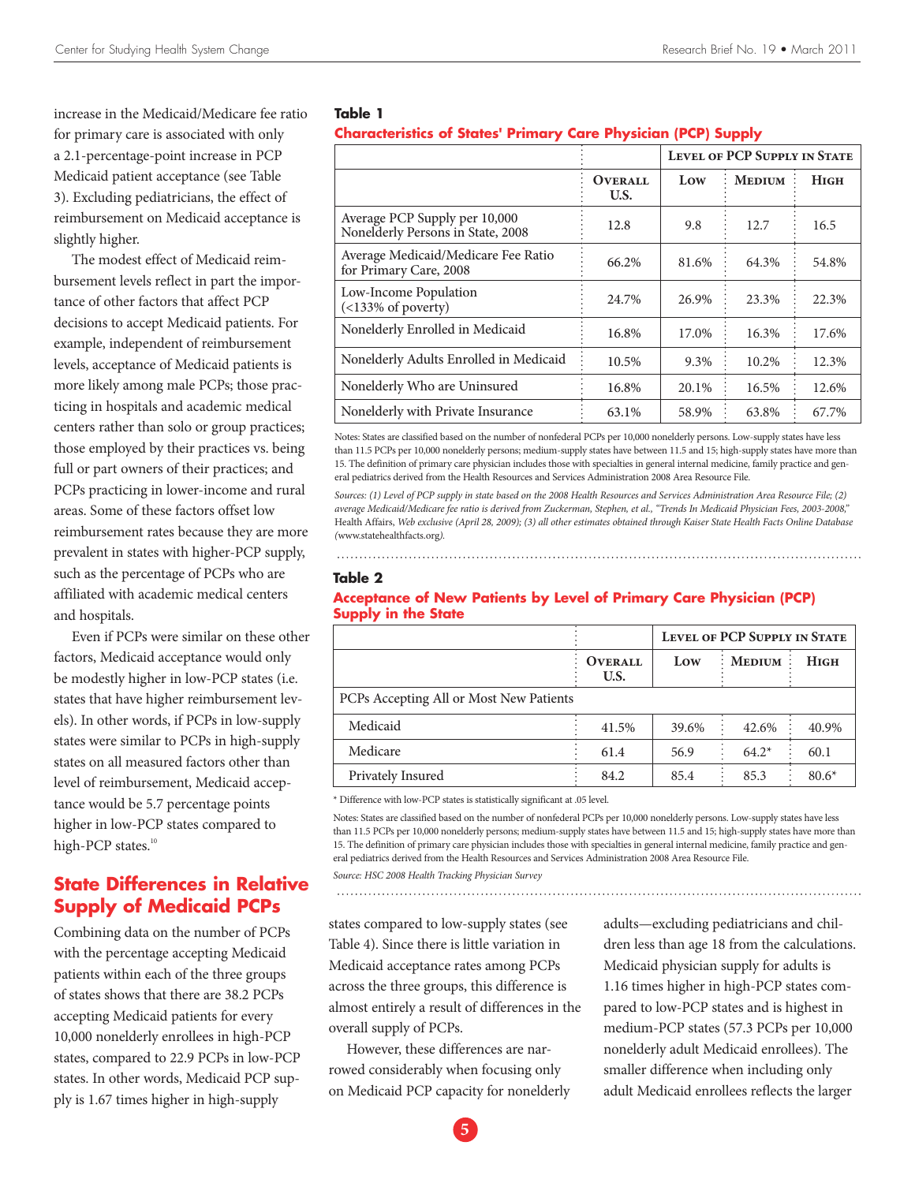increase in the Medicaid/Medicare fee ratio for primary care is associated with only a 2.1-percentage-point increase in PCP Medicaid patient acceptance (see Table 3). Excluding pediatricians, the effect of reimbursement on Medicaid acceptance is slightly higher.

The modest effect of Medicaid reimbursement levels reflect in part the importance of other factors that affect PCP decisions to accept Medicaid patients. For example, independent of reimbursement levels, acceptance of Medicaid patients is more likely among male PCPs; those practicing in hospitals and academic medical centers rather than solo or group practices; those employed by their practices vs. being full or part owners of their practices; and PCPs practicing in lower-income and rural areas. Some of these factors offset low reimbursement rates because they are more prevalent in states with higher-PCP supply, such as the percentage of PCPs who are affiliated with academic medical centers and hospitals.

Even if PCPs were similar on these other factors, Medicaid acceptance would only be modestly higher in low-PCP states (i.e. states that have higher reimbursement levels). In other words, if PCPs in low-supply states were similar to PCPs in high-supply states on all measured factors other than level of reimbursement, Medicaid acceptance would be 5.7 percentage points higher in low-PCP states compared to high-PCP states.[10]

**Table 1**

**Characteristics of States' Primary Care Physician (PCP) Supply**

| | | Level of PCP Supply in State | | |
|---|---|---|---|---|
| | Overall U.S. | Low | Medium | High |
| Average PCP Supply per 10,000 Nonelderly Persons in State, 2008 | 12.8 | 9.8 | 12.7 | 16.5 |
| Average Medicaid/Medicare Fee Ratio for Primary Care, 2008 | 66.2% | 81.6% | 64.3% | 54.8% |
| Low-Income Population (<133% of poverty) | 24.7% | 26.9% | 23.3% | 22.3% |
| Nonelderly Enrolled in Medicaid | 16.8% | 17.0% | 16.3% | 17.6% |
| Nonelderly Adults Enrolled in Medicaid | 10.5% | 9.3% | 10.2% | 12.3% |
| Nonelderly Who are Uninsured | 16.8% | 20.1% | 16.5% | 12.6% |
| Nonelderly with Private Insurance | 63.1% | 58.9% | 63.8% | 67.7% |

Notes: States are classified based on the number of nonfederal PCPs per 10,000 nonelderly persons. Low-supply states have less than 11.5 PCPs per 10,000 nonelderly persons; medium-supply states have between 11.5 and 15; high-supply states have more than 15. The definition of primary care physician includes those with specialties in general internal medicine, family practice and general pediatrics derived from the Health Resources and Services Administration 2008 Area Resource File.

*Sources: (1) Level of PCP supply in state based on the 2008 Health Resources and Services Administration Area Resource File; (2) average Medicaid/Medicare fee ratio is derived from Zuckerman, Stephen, et al., "Trends In Medicaid Physician Fees, 2003-2008,"* Health Affairs, *Web exclusive (April 28, 2009); (3) all other estimates obtained through Kaiser State Health Facts Online Database (www.statehealthfacts.org).*

**Table 2**

**Acceptance of New Patients by Level of Primary Care Physician (PCP) Supply in the State**

| | | Level of PCP Supply in State | | |
|---|---|---|---|---|
| | Overall U.S. | Low | Medium | High |
| PCPs Accepting All or Most New Patients | | | | |
| Medicaid | 41.5% | 39.6% | 42.6% | 40.9% |
| Medicare | 61.4 | 56.9 | 64.2* | 60.1 |
| Privately Insured | 84.2 | 85.4 | 85.3 | 80.6* |

\* Difference with low-PCP states is statistically significant at .05 level.

Notes: States are classified based on the number of nonfederal PCPs per 10,000 nonelderly persons. Low-supply states have less than 11.5 PCPs per 10,000 nonelderly persons; medium-supply states have between 11.5 and 15; high-supply states have more than 15. The definition of primary care physician includes those with specialties in general internal medicine, family practice and general pediatrics derived from the Health Resources and Services Administration 2008 Area Resource File.

*Source: HSC 2008 Health Tracking Physician Survey*

## State Differences in Relative Supply of Medicaid PCPs

Combining data on the number of PCPs with the percentage accepting Medicaid patients within each of the three groups of states shows that there are 38.2 PCPs accepting Medicaid patients for every 10,000 nonelderly enrollees in high-PCP states, compared to 22.9 PCPs in low-PCP states. In other words, Medicaid PCP supply is 1.67 times higher in high-supply states compared to low-supply states (see Table 4). Since there is little variation in Medicaid acceptance rates among PCPs across the three groups, this difference is almost entirely a result of differences in the overall supply of PCPs.

However, these differences are narrowed considerably when focusing only on Medicaid PCP capacity for nonelderly adults—excluding pediatricians and children less than age 18 from the calculations. Medicaid physician supply for adults is 1.16 times higher in high-PCP states compared to low-PCP states and is highest in medium-PCP states (57.3 PCPs per 10,000 nonelderly adult Medicaid enrollees). The smaller difference when including only adult Medicaid enrollees reflects the larger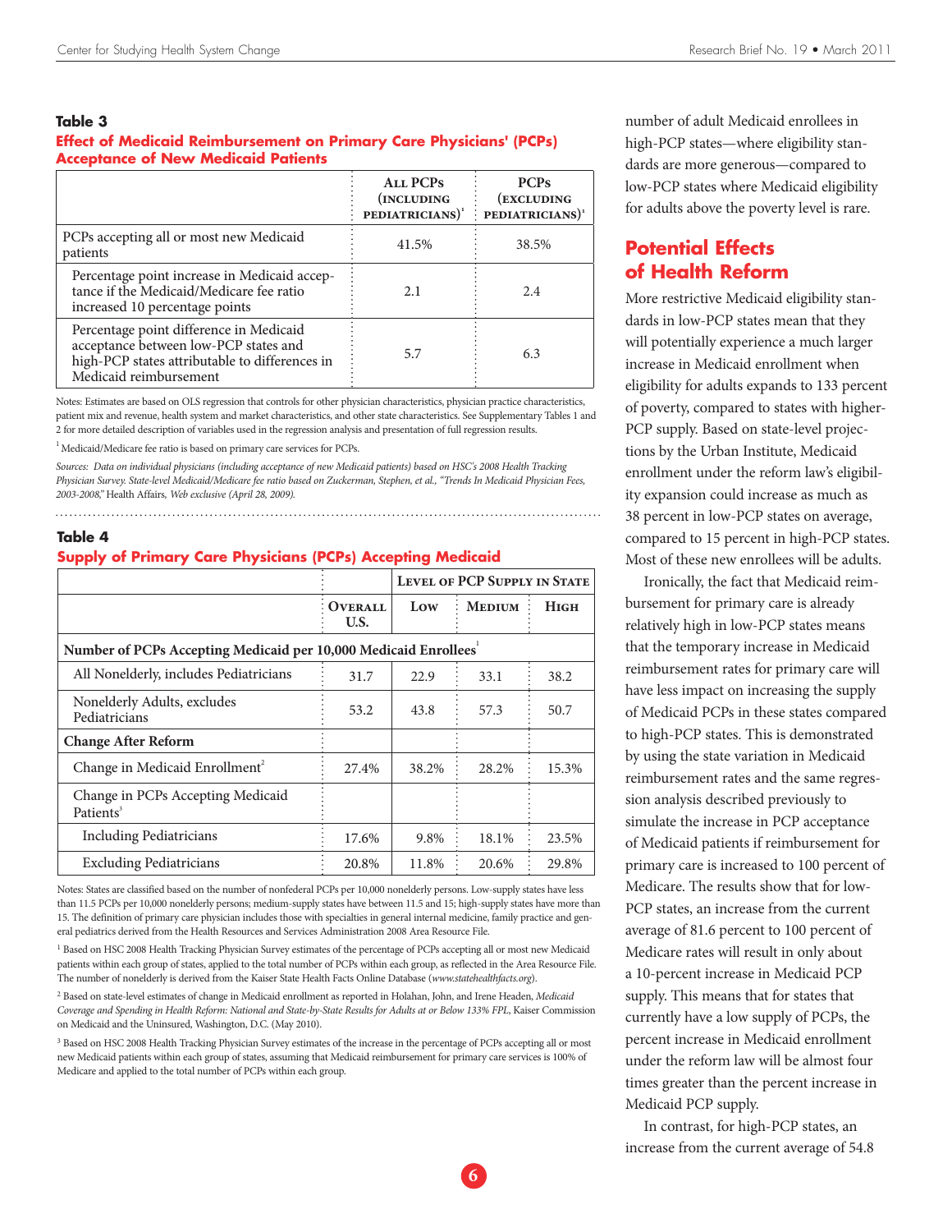**Table 3**

**Effect of Medicaid Reimbursement on Primary Care Physicians' (PCPs) Acceptance of New Medicaid Patients**

| | All PCPs (including pediatricians)[1] | PCPs (excluding pediatricians)[1] |
|---|---|---|
| PCPs accepting all or most new Medicaid patients | 41.5% | 38.5% |
| Percentage point increase in Medicaid acceptance if the Medicaid/Medicare fee ratio increased 10 percentage points | 2.1 | 2.4 |
| Percentage point difference in Medicaid acceptance between low-PCP states and high-PCP states attributable to differences in Medicaid reimbursement | 5.7 | 6.3 |

Notes: Estimates are based on OLS regression that controls for other physician characteristics, physician practice characteristics, patient mix and revenue, health system and market characteristics, and other state characteristics. See Supplementary Tables 1 and 2 for more detailed description of variables used in the regression analysis and presentation of full regression results.

[1] Medicaid/Medicare fee ratio is based on primary care services for PCPs.

*Sources: Data on individual physicians (including acceptance of new Medicaid patients) based on HSC's 2008 Health Tracking Physician Survey. State-level Medicaid/Medicare fee ratio based on Zuckerman, Stephen, et al., "Trends In Medicaid Physician Fees, 2003-2008,"* Health Affairs, *Web exclusive (April 28, 2009).*

**Table 4**

**Supply of Primary Care Physicians (PCPs) Accepting Medicaid**

| | | Level of PCP Supply in State | | |
|---|---|---|---|---|
| | Overall U.S. | Low | Medium | High |
| **Number of PCPs Accepting Medicaid per 10,000 Medicaid Enrollees[1]** | | | | |
| All Nonelderly, includes Pediatricians | 31.7 | 22.9 | 33.1 | 38.2 |
| Nonelderly Adults, excludes Pediatricians | 53.2 | 43.8 | 57.3 | 50.7 |
| **Change After Reform** | | | | |
| Change in Medicaid Enrollment[2] | 27.4% | 38.2% | 28.2% | 15.3% |
| Change in PCPs Accepting Medicaid Patients[3] | | | | |
| Including Pediatricians | 17.6% | 9.8% | 18.1% | 23.5% |
| Excluding Pediatricians | 20.8% | 11.8% | 20.6% | 29.8% |

Notes: States are classified based on the number of nonfederal PCPs per 10,000 nonelderly persons. Low-supply states have less than 11.5 PCPs per 10,000 nonelderly persons; medium-supply states have between 11.5 and 15; high-supply states have more than 15. The definition of primary care physician includes those with specialties in general internal medicine, family practice and general pediatrics derived from the Health Resources and Services Administration 2008 Area Resource File.

[1] Based on HSC 2008 Health Tracking Physician Survey estimates of the percentage of PCPs accepting all or most new Medicaid patients within each group of states, applied to the total number of PCPs within each group, as reflected in the Area Resource File. The number of nonelderly is derived from the Kaiser State Health Facts Online Database (*www.statehealthfacts.org*).

[2] Based on state-level estimates of change in Medicaid enrollment as reported in Holahan, John, and Irene Headen, *Medicaid Coverage and Spending in Health Reform: National and State-by-State Results for Adults at or Below 133% FPL*, Kaiser Commission on Medicaid and the Uninsured, Washington, D.C. (May 2010).

[3] Based on HSC 2008 Health Tracking Physician Survey estimates of the increase in the percentage of PCPs accepting all or most new Medicaid patients within each group of states, assuming that Medicaid reimbursement for primary care services is 100% of Medicare and applied to the total number of PCPs within each group.

number of adult Medicaid enrollees in high-PCP states—where eligibility standards are more generous—compared to low-PCP states where Medicaid eligibility for adults above the poverty level is rare.

## Potential Effects of Health Reform

More restrictive Medicaid eligibility standards in low-PCP states mean that they will potentially experience a much larger increase in Medicaid enrollment when eligibility for adults expands to 133 percent of poverty, compared to states with higher-PCP supply. Based on state-level projections by the Urban Institute, Medicaid enrollment under the reform law's eligibility expansion could increase as much as 38 percent in low-PCP states on average, compared to 15 percent in high-PCP states. Most of these new enrollees will be adults.

Ironically, the fact that Medicaid reimbursement for primary care is already relatively high in low-PCP states means that the temporary increase in Medicaid reimbursement rates for primary care will have less impact on increasing the supply of Medicaid PCPs in these states compared to high-PCP states. This is demonstrated by using the state variation in Medicaid reimbursement rates and the same regression analysis described previously to simulate the increase in PCP acceptance of Medicaid patients if reimbursement for primary care is increased to 100 percent of Medicare. The results show that for low-PCP states, an increase from the current average of 81.6 percent to 100 percent of Medicare rates will result in only about a 10-percent increase in Medicaid PCP supply. This means that for states that currently have a low supply of PCPs, the percent increase in Medicaid enrollment under the reform law will be almost four times greater than the percent increase in Medicaid PCP supply.

In contrast, for high-PCP states, an increase from the current average of 54.8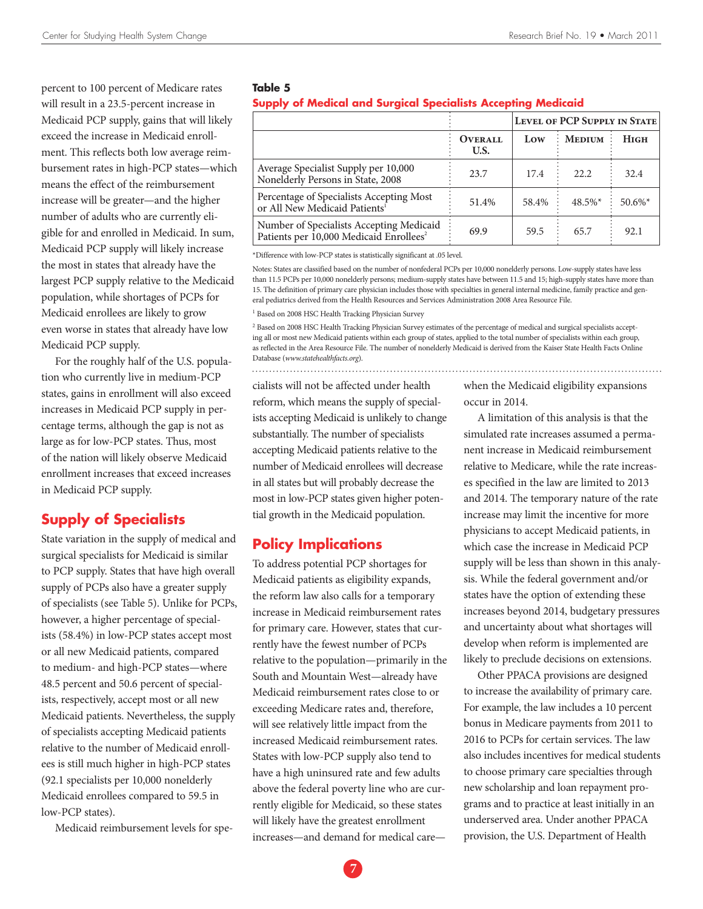percent to 100 percent of Medicare rates will result in a 23.5-percent increase in Medicaid PCP supply, gains that will likely exceed the increase in Medicaid enrollment. This reflects both low average reimbursement rates in high-PCP states—which means the effect of the reimbursement increase will be greater—and the higher number of adults who are currently eligible for and enrolled in Medicaid. In sum, Medicaid PCP supply will likely increase the most in states that already have the largest PCP supply relative to the Medicaid population, while shortages of PCPs for Medicaid enrollees are likely to grow even worse in states that already have low Medicaid PCP supply.

For the roughly half of the U.S. population who currently live in medium-PCP states, gains in enrollment will also exceed increases in Medicaid PCP supply in percentage terms, although the gap is not as large as for low-PCP states. Thus, most of the nation will likely observe Medicaid enrollment increases that exceed increases in Medicaid PCP supply.

## Supply of Specialists

State variation in the supply of medical and surgical specialists for Medicaid is similar to PCP supply. States that have high overall supply of PCPs also have a greater supply of specialists (see Table 5). Unlike for PCPs, however, a higher percentage of specialists (58.4%) in low-PCP states accept most or all new Medicaid patients, compared to medium- and high-PCP states—where 48.5 percent and 50.6 percent of specialists, respectively, accept most or all new Medicaid patients. Nevertheless, the supply of specialists accepting Medicaid patients relative to the number of Medicaid enrollees is still much higher in high-PCP states (92.1 specialists per 10,000 nonelderly Medicaid enrollees compared to 59.5 in low-PCP states).

**Table 5**

**Supply of Medical and Surgical Specialists Accepting Medicaid**

| | | Level of PCP Supply in State | | |
|---|---|---|---|---|
| | Overall U.S. | Low | Medium | High |
| Average Specialist Supply per 10,000 Nonelderly Persons in State, 2008 | 23.7 | 17.4 | 22.2 | 32.4 |
| Percentage of Specialists Accepting Most or All New Medicaid Patients[1] | 51.4% | 58.4% | 48.5%* | 50.6%* |
| Number of Specialists Accepting Medicaid Patients per 10,000 Medicaid Enrollees[2] | 69.9 | 59.5 | 65.7 | 92.1 |

*Difference with low-PCP states is statistically significant at .05 level.

Notes: States are classified based on the number of nonfederal PCPs per 10,000 nonelderly persons. Low-supply states have less than 11.5 PCPs per 10,000 nonelderly persons; medium-supply states have between 11.5 and 15; high-supply states have more than 15. The definition of primary care physician includes those with specialties in general internal medicine, family practice and general pediatrics derived from the Health Resources and Services Administration 2008 Area Resource File.

[1] Based on 2008 HSC Health Tracking Physician Survey

[2] Based on 2008 HSC Health Tracking Physician Survey estimates of the percentage of medical and surgical specialists accepting all or most new Medicaid patients within each group of states, applied to the total number of specialists within each group, as reflected in the Area Resource File. The number of nonelderly Medicaid is derived from the Kaiser State Health Facts Online Database (*www.statehealthfacts.org*).

Medicaid reimbursement levels for specialists will not be affected under health reform, which means the supply of specialists accepting Medicaid is unlikely to change substantially. The number of specialists accepting Medicaid patients relative to the number of Medicaid enrollees will decrease in all states but will probably decrease the most in low-PCP states given higher potential growth in the Medicaid population.

## Policy Implications

To address potential PCP shortages for Medicaid patients as eligibility expands, the reform law also calls for a temporary increase in Medicaid reimbursement rates for primary care. However, states that currently have the fewest number of PCPs relative to the population—primarily in the South and Mountain West—already have Medicaid reimbursement rates close to or exceeding Medicare rates and, therefore, will see relatively little impact from the increased Medicaid reimbursement rates. States with low-PCP supply also tend to have a high uninsured rate and few adults above the federal poverty line who are currently eligible for Medicaid, so these states will likely have the greatest enrollment increases—and demand for medical care—when the Medicaid eligibility expansions occur in 2014.

A limitation of this analysis is that the simulated rate increases assumed a permanent increase in Medicaid reimbursement relative to Medicare, while the rate increases specified in the law are limited to 2013 and 2014. The temporary nature of the rate increase may limit the incentive for more physicians to accept Medicaid patients, in which case the increase in Medicaid PCP supply will be less than shown in this analysis. While the federal government and/or states have the option of extending these increases beyond 2014, budgetary pressures and uncertainty about what shortages will develop when reform is implemented are likely to preclude decisions on extensions.

Other PPACA provisions are designed to increase the availability of primary care. For example, the law includes a 10 percent bonus in Medicare payments from 2011 to 2016 to PCPs for certain services. The law also includes incentives for medical students to choose primary care specialties through new scholarship and loan repayment programs and to practice at least initially in an underserved area. Under another PPACA provision, the U.S. Department of Health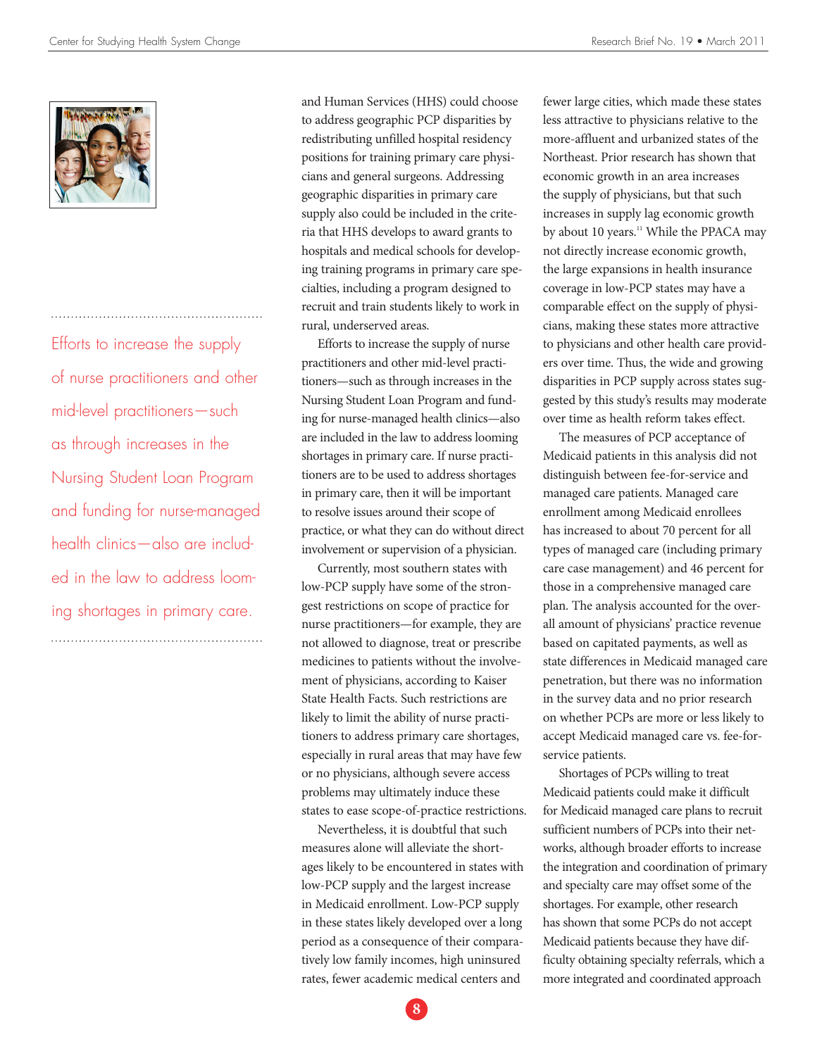and Human Services (HHS) could choose to address geographic PCP disparities by redistributing unfilled hospital residency positions for training primary care physicians and general surgeons. Addressing geographic disparities in primary care supply also could be included in the criteria that HHS develops to award grants to hospitals and medical schools for developing training programs in primary care specialties, including a program designed to recruit and train students likely to work in rural, underserved areas.

> Efforts to increase the supply of nurse practitioners and other mid-level practitioners—such as through increases in the Nursing Student Loan Program and funding for nurse-managed health clinics—also are included in the law to address looming shortages in primary care.

Efforts to increase the supply of nurse practitioners and other mid-level practitioners—such as through increases in the Nursing Student Loan Program and funding for nurse-managed health clinics—also are included in the law to address looming shortages in primary care. If nurse practitioners are to be used to address shortages in primary care, then it will be important to resolve issues around their scope of practice, or what they can do without direct involvement or supervision of a physician.

Currently, most southern states with low-PCP supply have some of the strongest restrictions on scope of practice for nurse practitioners—for example, they are not allowed to diagnose, treat or prescribe medicines to patients without the involvement of physicians, according to Kaiser State Health Facts. Such restrictions are likely to limit the ability of nurse practitioners to address primary care shortages, especially in rural areas that may have few or no physicians, although severe access problems may ultimately induce these states to ease scope-of-practice restrictions.

Nevertheless, it is doubtful that such measures alone will alleviate the shortages likely to be encountered in states with low-PCP supply and the largest increase in Medicaid enrollment. Low-PCP supply in these states likely developed over a long period as a consequence of their comparatively low family incomes, high uninsured rates, fewer academic medical centers and fewer large cities, which made these states less attractive to physicians relative to the more-affluent and urbanized states of the Northeast. Prior research has shown that economic growth in an area increases the supply of physicians, but that such increases in supply lag economic growth by about 10 years.[11] While the PPACA may not directly increase economic growth, the large expansions in health insurance coverage in low-PCP states may have a comparable effect on the supply of physicians, making these states more attractive to physicians and other health care providers over time. Thus, the wide and growing disparities in PCP supply across states suggested by this study's results may moderate over time as health reform takes effect.

The measures of PCP acceptance of Medicaid patients in this analysis did not distinguish between fee-for-service and managed care patients. Managed care enrollment among Medicaid enrollees has increased to about 70 percent for all types of managed care (including primary care case management) and 46 percent for those in a comprehensive managed care plan. The analysis accounted for the overall amount of physicians' practice revenue based on capitated payments, as well as state differences in Medicaid managed care penetration, but there was no information in the survey data and no prior research on whether PCPs are more or less likely to accept Medicaid managed care vs. fee-for-service patients.

Shortages of PCPs willing to treat Medicaid patients could make it difficult for Medicaid managed care plans to recruit sufficient numbers of PCPs into their networks, although broader efforts to increase the integration and coordination of primary and specialty care may offset some of the shortages. For example, other research has shown that some PCPs do not accept Medicaid patients because they have difficulty obtaining specialty referrals, which a more integrated and coordinated approach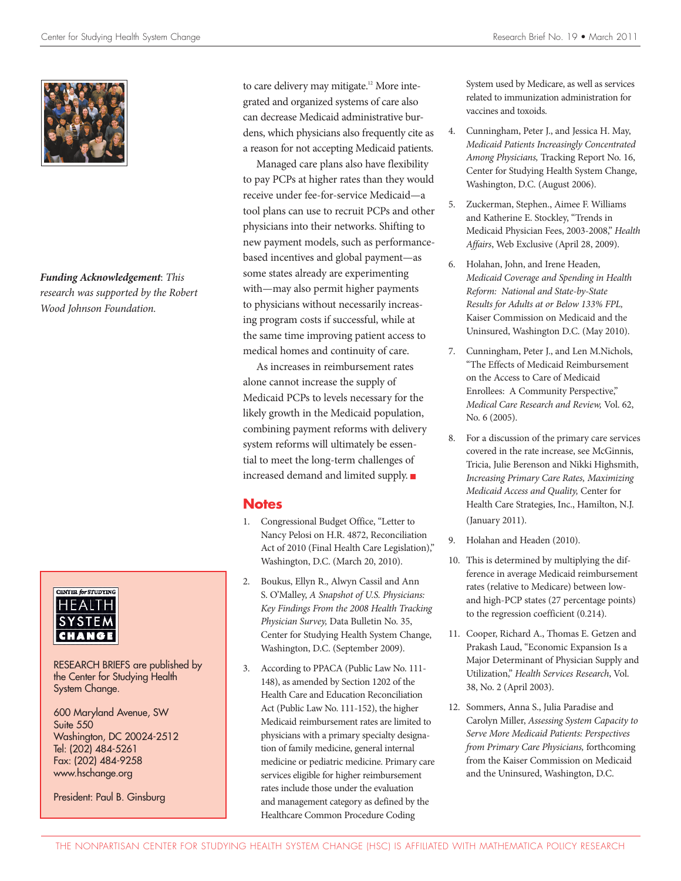to care delivery may mitigate.[12] More integrated and organized systems of care also can decrease Medicaid administrative burdens, which physicians also frequently cite as a reason for not accepting Medicaid patients.

Managed care plans also have flexibility to pay PCPs at higher rates than they would receive under fee-for-service Medicaid—a tool plans can use to recruit PCPs and other physicians into their networks. Shifting to new payment models, such as performance-based incentives and global payment—as some states already are experimenting with—may also permit higher payments to physicians without necessarily increasing program costs if successful, while at the same time improving patient access to medical homes and continuity of care.

As increases in reimbursement rates alone cannot increase the supply of Medicaid PCPs to levels necessary for the likely growth in the Medicaid population, combining payment reforms with delivery system reforms will ultimately be essential to meet the long-term challenges of increased demand and limited supply.

## Notes

1. Congressional Budget Office, "Letter to Nancy Pelosi on H.R. 4872, Reconciliation Act of 2010 (Final Health Care Legislation)," Washington, D.C. (March 20, 2010).
2. Boukus, Ellyn R., Alwyn Cassil and Ann S. O'Malley, *A Snapshot of U.S. Physicians: Key Findings From the 2008 Health Tracking Physician Survey,* Data Bulletin No. 35, Center for Studying Health System Change, Washington, D.C. (September 2009).
3. According to PPACA (Public Law No. 111-148), as amended by Section 1202 of the Health Care and Education Reconciliation Act (Public Law No. 111-152), the higher Medicaid reimbursement rates are limited to physicians with a primary specialty designation of family medicine, general internal medicine or pediatric medicine. Primary care services eligible for higher reimbursement rates include those under the evaluation and management category as defined by the Healthcare Common Procedure Coding System used by Medicare, as well as services related to immunization administration for vaccines and toxoids.
4. Cunningham, Peter J., and Jessica H. May, *Medicaid Patients Increasingly Concentrated Among Physicians,* Tracking Report No. 16, Center for Studying Health System Change, Washington, D.C. (August 2006).
5. Zuckerman, Stephen., Aimee F. Williams and Katherine E. Stockley, "Trends in Medicaid Physician Fees, 2003-2008," *Health Affairs*, Web Exclusive (April 28, 2009).
6. Holahan, John, and Irene Headen, *Medicaid Coverage and Spending in Health Reform: National and State-by-State Results for Adults at or Below 133% FPL,* Kaiser Commission on Medicaid and the Uninsured, Washington D.C. (May 2010).
7. Cunningham, Peter J., and Len M.Nichols, "The Effects of Medicaid Reimbursement on the Access to Care of Medicaid Enrollees: A Community Perspective," *Medical Care Research and Review,* Vol. 62, No. 6 (2005).
8. For a discussion of the primary care services covered in the rate increase, see McGinnis, Tricia, Julie Berenson and Nikki Highsmith, *Increasing Primary Care Rates, Maximizing Medicaid Access and Quality,* Center for Health Care Strategies, Inc., Hamilton, N.J. (January 2011).
9. Holahan and Headen (2010).
10. This is determined by multiplying the difference in average Medicaid reimbursement rates (relative to Medicare) between low- and high-PCP states (27 percentage points) to the regression coefficient (0.214).
11. Cooper, Richard A., Thomas E. Getzen and Prakash Laud, "Economic Expansion Is a Major Determinant of Physician Supply and Utilization," *Health Services Research*, Vol. 38, No. 2 (April 2003).
12. Sommers, Anna S., Julia Paradise and Carolyn Miller, *Assessing System Capacity to Serve More Medicaid Patients: Perspectives from Primary Care Physicians,* forthcoming from the Kaiser Commission on Medicaid and the Uninsured, Washington, D.C.

***Funding Acknowledgement**: This research was supported by the Robert Wood Johnson Foundation.*

CENTER *for* STUDYING HEALTH SYSTEM CHANGE

RESEARCH BRIEFS are published by the Center for Studying Health System Change.

600 Maryland Avenue, SW
Suite 550
Washington, DC 20024-2512
Tel: (202) 484-5261
Fax: (202) 484-9258
www.hschange.org

President: Paul B. Ginsburg

THE NONPARTISAN CENTER FOR STUDYING HEALTH SYSTEM CHANGE (HSC) IS AFFILIATED WITH MATHEMATICA POLICY RESEARCH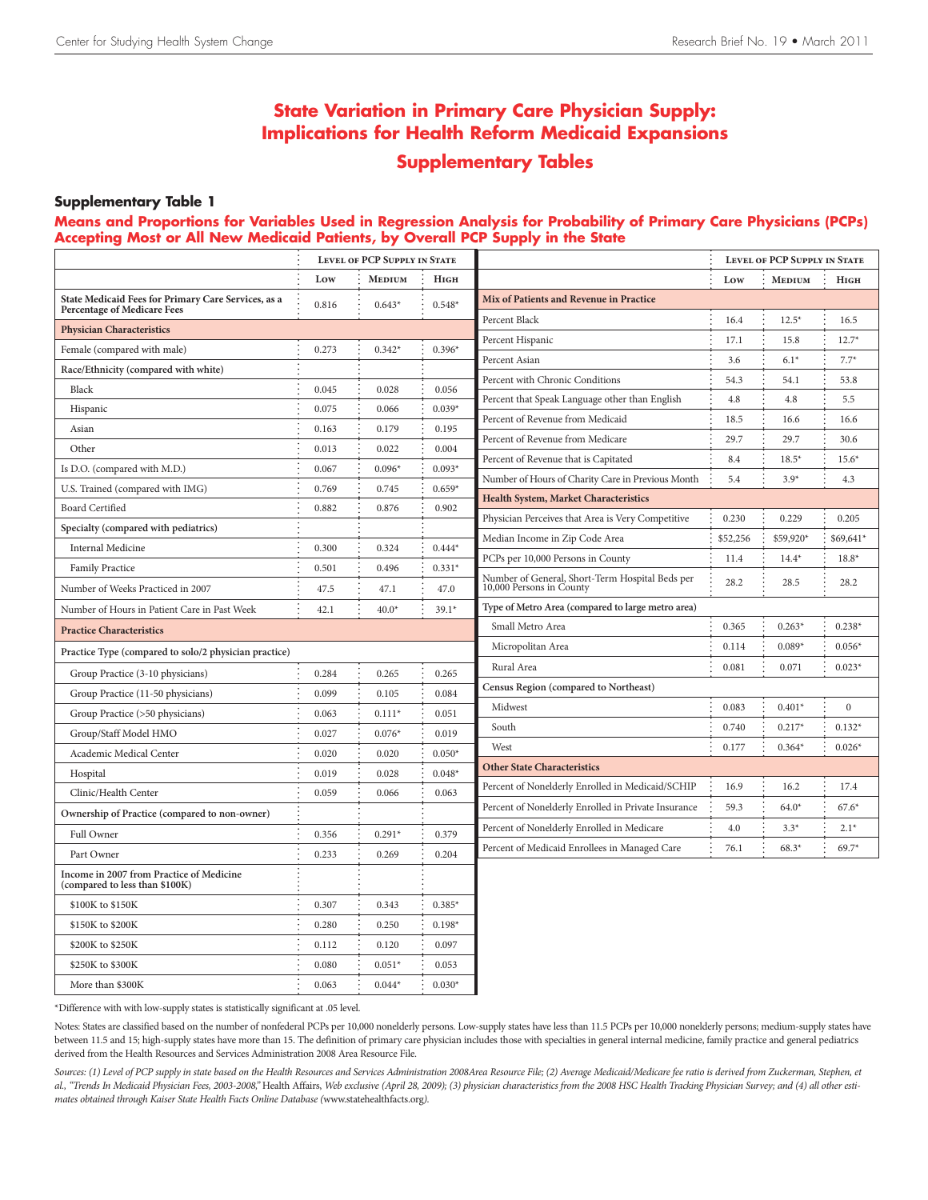# State Variation in Primary Care Physician Supply: Implications for Health Reform Medicaid Expansions

## Supplementary Tables

### Supplementary Table 1

**Means and Proportions for Variables Used in Regression Analysis for Probability of Primary Care Physicians (PCPs) Accepting Most or All New Medicaid Patients, by Overall PCP Supply in the State**

| | Level of PCP Supply in State | | |
|---|---|---|---|
| | Low | Medium | High |
| State Medicaid Fees for Primary Care Services, as a Percentage of Medicare Fees | 0.816 | 0.643* | 0.548* |
| **Physician Characteristics** | | | |
| Female (compared with male) | 0.273 | 0.342* | 0.396* |
| Race/Ethnicity (compared with white) | | | |
| Black | 0.045 | 0.028 | 0.056 |
| Hispanic | 0.075 | 0.066 | 0.039* |
| Asian | 0.163 | 0.179 | 0.195 |
| Other | 0.013 | 0.022 | 0.004 |
| Is D.O. (compared with M.D.) | 0.067 | 0.096* | 0.093* |
| U.S. Trained (compared with IMG) | 0.769 | 0.745 | 0.659* |
| Board Certified | 0.882 | 0.876 | 0.902 |
| Specialty (compared with pediatrics) | | | |
| Internal Medicine | 0.300 | 0.324 | 0.444* |
| Family Practice | 0.501 | 0.496 | 0.331* |
| Number of Weeks Practiced in 2007 | 47.5 | 47.1 | 47.0 |
| Number of Hours in Patient Care in Past Week | 42.1 | 40.0* | 39.1* |
| **Practice Characteristics** | | | |
| Practice Type (compared to solo/2 physician practice) | | | |
| Group Practice (3-10 physicians) | 0.284 | 0.265 | 0.265 |
| Group Practice (11-50 physicians) | 0.099 | 0.105 | 0.084 |
| Group Practice (>50 physicians) | 0.063 | 0.111* | 0.051 |
| Group/Staff Model HMO | 0.027 | 0.076* | 0.019 |
| Academic Medical Center | 0.020 | 0.020 | 0.050* |
| Hospital | 0.019 | 0.028 | 0.048* |
| Clinic/Health Center | 0.059 | 0.066 | 0.063 |
| Ownership of Practice (compared to non-owner) | | | |
| Full Owner | 0.356 | 0.291* | 0.379 |
| Part Owner | 0.233 | 0.269 | 0.204 |
| Income in 2007 from Practice of Medicine (compared to less than $100K) | | | |
| $100K to $150K | 0.307 | 0.343 | 0.385* |
| $150K to $200K | 0.280 | 0.250 | 0.198* |
| $200K to $250K | 0.112 | 0.120 | 0.097 |
| $250K to $300K | 0.080 | 0.051* | 0.053 |
| More than $300K | 0.063 | 0.044* | 0.030* |
| **Mix of Patients and Revenue in Practice** | | | |
| Percent Black | 16.4 | 12.5* | 16.5 |
| Percent Hispanic | 17.1 | 15.8 | 12.7* |
| Percent Asian | 3.6 | 6.1* | 7.7* |
| Percent with Chronic Conditions | 54.3 | 54.1 | 53.8 |
| Percent that Speak Language other than English | 4.8 | 4.8 | 5.5 |
| Percent of Revenue from Medicaid | 18.5 | 16.6 | 16.6 |
| Percent of Revenue from Medicare | 29.7 | 29.7 | 30.6 |
| Percent of Revenue that is Capitated | 8.4 | 18.5* | 15.6* |
| Number of Hours of Charity Care in Previous Month | 5.4 | 3.9* | 4.3 |
| **Health System, Market Characteristics** | | | |
| Physician Perceives that Area is Very Competitive | 0.230 | 0.229 | 0.205 |
| Median Income in Zip Code Area | $52,256 | $59,920* | $69,641* |
| PCPs per 10,000 Persons in County | 11.4 | 14.4* | 18.8* |
| Number of General, Short-Term Hospital Beds per 10,000 Persons in County | 28.2 | 28.5 | 28.2 |
| Type of Metro Area (compared to large metro area) | | | |
| Small Metro Area | 0.365 | 0.263* | 0.238* |
| Micropolitan Area | 0.114 | 0.089* | 0.056* |
| Rural Area | 0.081 | 0.071 | 0.023* |
| Census Region (compared to Northeast) | | | |
| Midwest | 0.083 | 0.401* | 0 |
| South | 0.740 | 0.217* | 0.132* |
| West | 0.177 | 0.364* | 0.026* |
| **Other State Characteristics** | | | |
| Percent of Nonelderly Enrolled in Medicaid/SCHIP | 16.9 | 16.2 | 17.4 |
| Percent of Nonelderly Enrolled in Private Insurance | 59.3 | 64.0* | 67.6* |
| Percent of Nonelderly Enrolled in Medicare | 4.0 | 3.3* | 2.1* |
| Percent of Medicaid Enrollees in Managed Care | 76.1 | 68.3* | 69.7* |

*Difference with with low-supply states is statistically significant at .05 level.

Notes: States are classified based on the number of nonfederal PCPs per 10,000 nonelderly persons. Low-supply states have less than 11.5 PCPs per 10,000 nonelderly persons; medium-supply states have between 11.5 and 15; high-supply states have more than 15. The definition of primary care physician includes those with specialties in general internal medicine, family practice and general pediatrics derived from the Health Resources and Services Administration 2008 Area Resource File.

*Sources: (1) Level of PCP supply in state based on the Health Resources and Services Administration 2008Area Resource File; (2) Average Medicaid/Medicare fee ratio is derived from Zuckerman, Stephen, et al., "Trends In Medicaid Physician Fees, 2003-2008,"* Health Affairs, *Web exclusive (April 28, 2009); (3) physician characteristics from the 2008 HSC Health Tracking Physician Survey; and (4) all other estimates obtained through Kaiser State Health Facts Online Database* (www.statehealthfacts.org).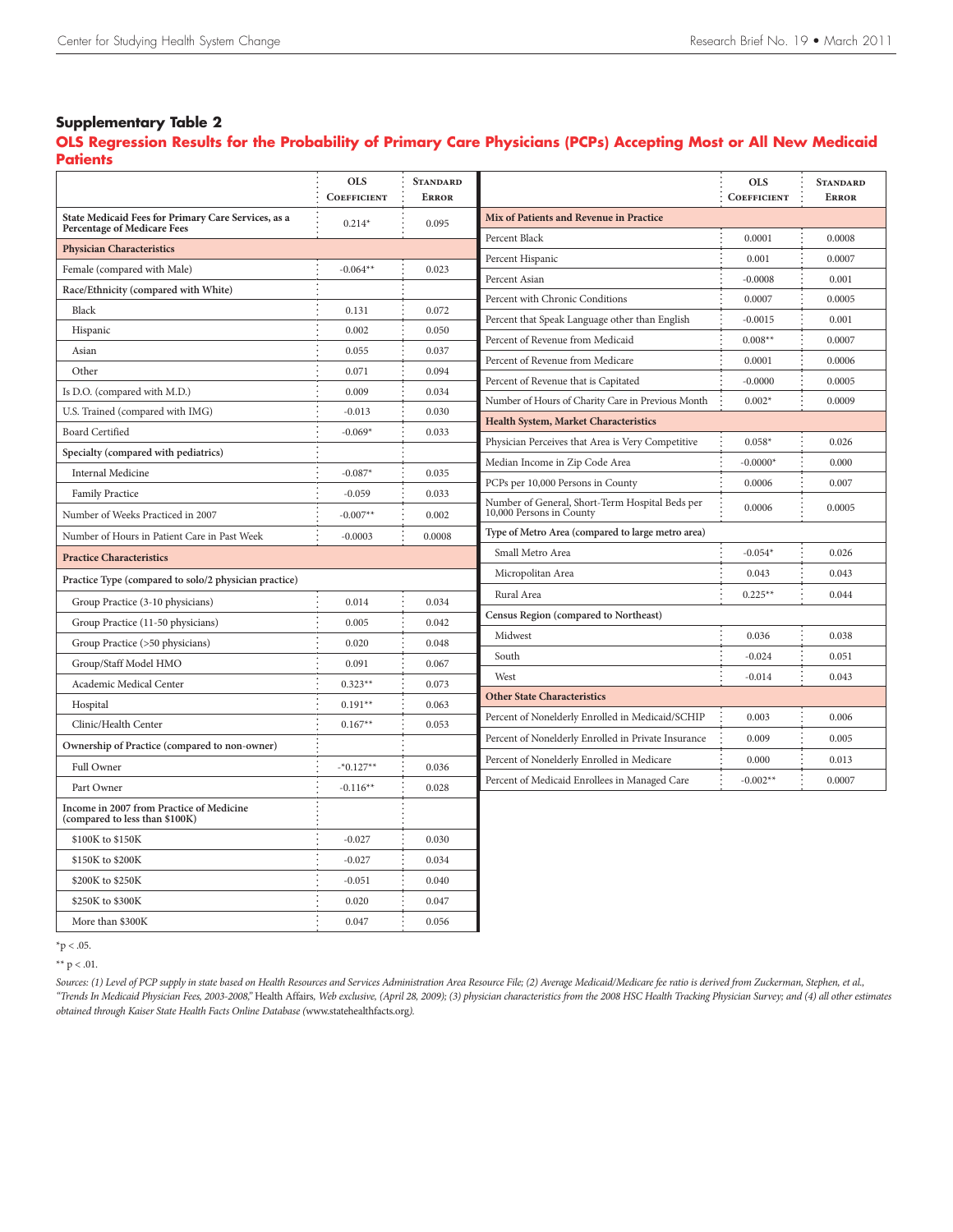## Supplementary Table 2

### OLS Regression Results for the Probability of Primary Care Physicians (PCPs) Accepting Most or All New Medicaid Patients

| | OLS Coefficient | Standard Error |
|---|---|---|
| **State Medicaid Fees for Primary Care Services, as a Percentage of Medicare Fees** | 0.214* | 0.095 |
| **Physician Characteristics** | | |
| Female (compared with Male) | -0.064** | 0.023 |
| Race/Ethnicity (compared with White) | | |
| Black | 0.131 | 0.072 |
| Hispanic | 0.002 | 0.050 |
| Asian | 0.055 | 0.037 |
| Other | 0.071 | 0.094 |
| Is D.O. (compared with M.D.) | 0.009 | 0.034 |
| U.S. Trained (compared with IMG) | -0.013 | 0.030 |
| Board Certified | -0.069* | 0.033 |
| Specialty (compared with pediatrics) | | |
| Internal Medicine | -0.087* | 0.035 |
| Family Practice | -0.059 | 0.033 |
| Number of Weeks Practiced in 2007 | -0.007** | 0.002 |
| Number of Hours in Patient Care in Past Week | -0.0003 | 0.0008 |
| **Practice Characteristics** | | |
| Practice Type (compared to solo/2 physician practice) | | |
| Group Practice (3-10 physicians) | 0.014 | 0.034 |
| Group Practice (11-50 physicians) | 0.005 | 0.042 |
| Group Practice (>50 physicians) | 0.020 | 0.048 |
| Group/Staff Model HMO | 0.091 | 0.067 |
| Academic Medical Center | 0.323** | 0.073 |
| Hospital | 0.191** | 0.063 |
| Clinic/Health Center | 0.167** | 0.053 |
| Ownership of Practice (compared to non-owner) | | |
| Full Owner | -*0.127** | 0.036 |
| Part Owner | -0.116** | 0.028 |
| Income in 2007 from Practice of Medicine (compared to less than $100K) | | |
| $100K to $150K | -0.027 | 0.030 |
| $150K to $200K | -0.027 | 0.034 |
| $200K to $250K | -0.051 | 0.040 |
| $250K to $300K | 0.020 | 0.047 |
| More than $300K | 0.047 | 0.056 |
| **Mix of Patients and Revenue in Practice** | | |
| Percent Black | 0.0001 | 0.0008 |
| Percent Hispanic | 0.001 | 0.0007 |
| Percent Asian | -0.0008 | 0.001 |
| Percent with Chronic Conditions | 0.0007 | 0.0005 |
| Percent that Speak Language other than English | -0.0015 | 0.001 |
| Percent of Revenue from Medicaid | 0.008** | 0.0007 |
| Percent of Revenue from Medicare | 0.0001 | 0.0006 |
| Percent of Revenue that is Capitated | -0.0000 | 0.0005 |
| Number of Hours of Charity Care in Previous Month | 0.002* | 0.0009 |
| **Health System, Market Characteristics** | | |
| Physician Perceives that Area is Very Competitive | 0.058* | 0.026 |
| Median Income in Zip Code Area | -0.0000* | 0.000 |
| PCPs per 10,000 Persons in County | 0.0006 | 0.007 |
| Number of General, Short-Term Hospital Beds per 10,000 Persons in County | 0.0006 | 0.0005 |
| Type of Metro Area (compared to large metro area) | | |
| Small Metro Area | -0.054* | 0.026 |
| Micropolitan Area | 0.043 | 0.043 |
| Rural Area | 0.225** | 0.044 |
| Census Region (compared to Northeast) | | |
| Midwest | 0.036 | 0.038 |
| South | -0.024 | 0.051 |
| West | -0.014 | 0.043 |
| **Other State Characteristics** | | |
| Percent of Nonelderly Enrolled in Medicaid/SCHIP | 0.003 | 0.006 |
| Percent of Nonelderly Enrolled in Private Insurance | 0.009 | 0.005 |
| Percent of Nonelderly Enrolled in Medicare | 0.000 | 0.013 |
| Percent of Medicaid Enrollees in Managed Care | -0.002** | 0.0007 |

*$p < .05$.

** $p < .01$.

*Sources: (1) Level of PCP supply in state based on Health Resources and Services Administration Area Resource File; (2) Average Medicaid/Medicare fee ratio is derived from Zuckerman, Stephen, et al., "Trends In Medicaid Physician Fees, 2003-2008,"* Health Affairs, *Web exclusive, (April 28, 2009); (3) physician characteristics from the 2008 HSC Health Tracking Physician Survey; and (4) all other estimates obtained through Kaiser State Health Facts Online Database (www.statehealthfacts.org).*